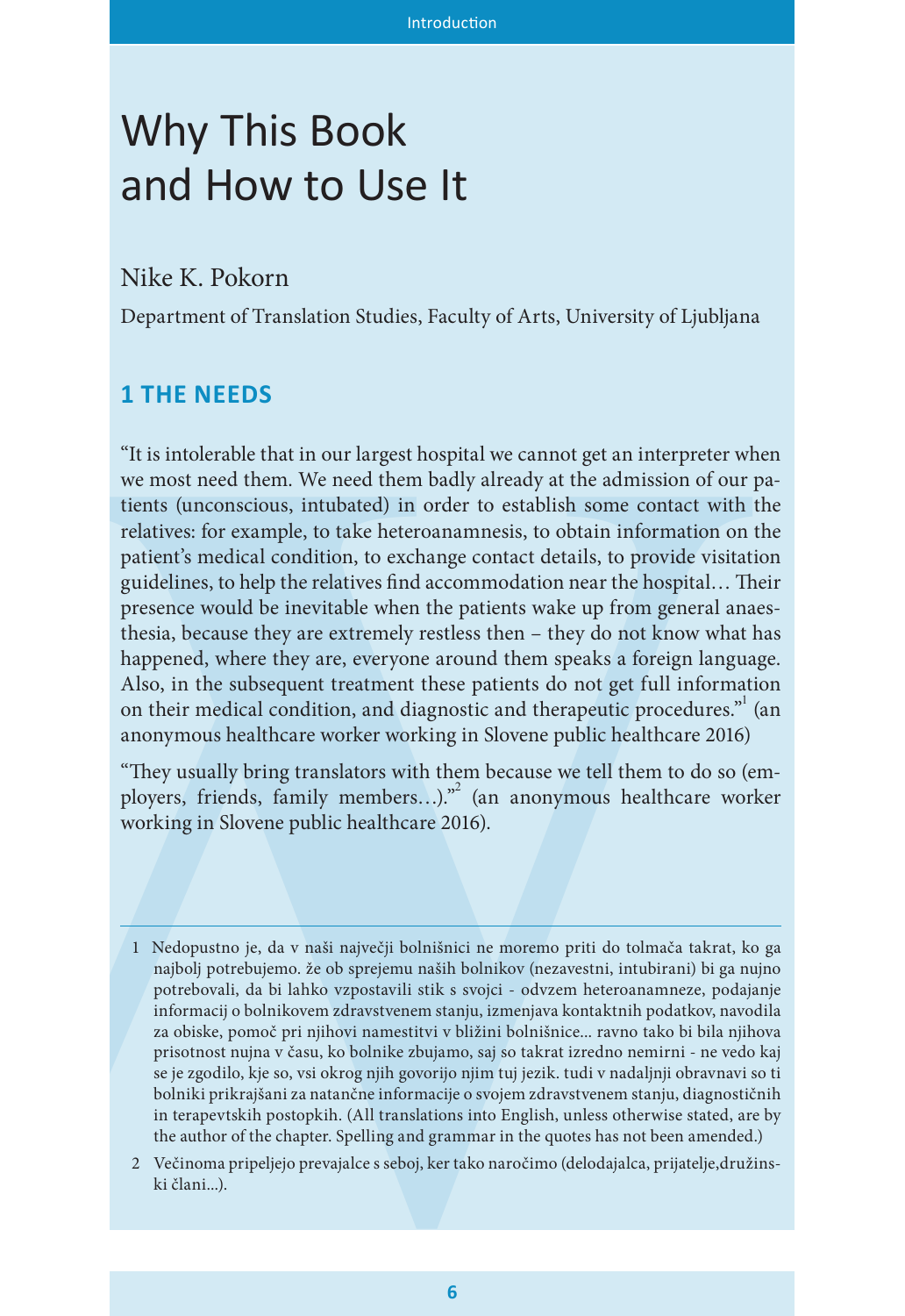# Why This Book and How to Use It

Nike K. Pokorn

Department of Translation Studies, Faculty of Arts, University of Ljubljana

## 1 THE NEEDS

"It is intolerable that in our largest hospital we cannot get an interpreter when we most need them. We need them badly already at the admission of our patients (unconscious, intubated) in order to establish some contact with the relatives: for example, to take heteroanamnesis, to obtain information on the patient's medical condition, to exchange contact details, to provide visitation guidelines, to help the relatives find accommodation near the hospital… Their presence would be inevitable when the patients wake up from general anaesthesia, because they are extremely restless then – they do not know what has happened, where they are, everyone around them speaks a foreign language. Also, in the subsequent treatment these patients do not get full information on their medical condition, and diagnostic and therapeutic procedures."[1] (an anonymous healthcare worker working in Slovene public healthcare 2016)

"They usually bring translators with them because we tell them to do so (employers, friends, family members…)."[2] (an anonymous healthcare worker working in Slovene public healthcare 2016).

---

1 Nedopustno je, da v naši največji bolnišnici ne moremo priti do tolmača takrat, ko ga najbolj potrebujemo. že ob sprejemu naših bolnikov (nezavestni, intubirani) bi ga nujno potrebovali, da bi lahko vzpostavili stik s svojci - odvzem heteroanamneze, podajanje informacij o bolnikovem zdravstvenem stanju, izmenjava kontaktnih podatkov, navodila za obiske, pomoč pri njihovi namestitvi v bližini bolnišnice... ravno tako bi bila njihova prisotnost nujna v času, ko bolnike zbujamo, saj so takrat izredno nemirni - ne vedo kaj se je zgodilo, kje so, vsi okrog njih govorijo njim tuj jezik. tudi v nadaljnji obravnavi so ti bolniki prikrajšani za natančne informacije o svojem zdravstvenem stanju, diagnostičnih in terapevtskih postopkih. (All translations into English, unless otherwise stated, are by the author of the chapter. Spelling and grammar in the quotes has not been amended.)

2 Večinoma pripeljejo prevajalce s seboj, ker tako naročimo (delodajalca, prijatelje,družinski člani...).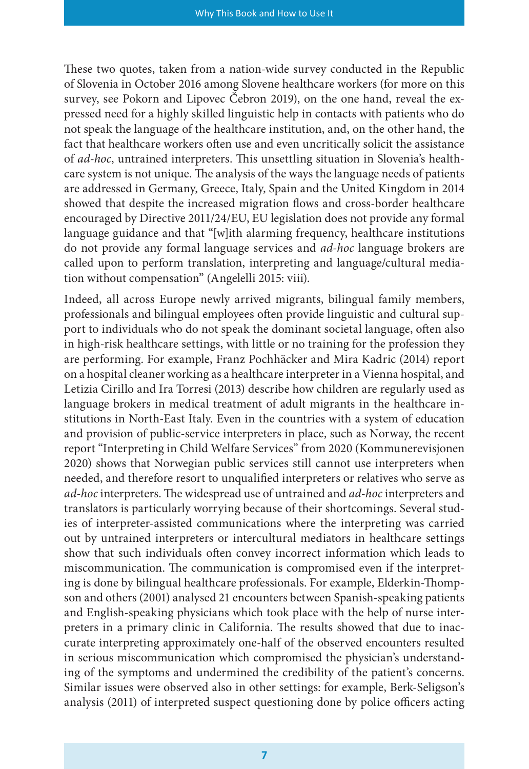These two quotes, taken from a nation-wide survey conducted in the Republic of Slovenia in October 2016 among Slovene healthcare workers (for more on this survey, see Pokorn and Lipovec Čebron 2019), on the one hand, reveal the expressed need for a highly skilled linguistic help in contacts with patients who do not speak the language of the healthcare institution, and, on the other hand, the fact that healthcare workers often use and even uncritically solicit the assistance of *ad-hoc*, untrained interpreters. This unsettling situation in Slovenia's healthcare system is not unique. The analysis of the ways the language needs of patients are addressed in Germany, Greece, Italy, Spain and the United Kingdom in 2014 showed that despite the increased migration flows and cross-border healthcare encouraged by Directive 2011/24/EU, EU legislation does not provide any formal language guidance and that "[w]ith alarming frequency, healthcare institutions do not provide any formal language services and *ad-hoc* language brokers are called upon to perform translation, interpreting and language/cultural mediation without compensation" (Angelelli 2015: viii).

Indeed, all across Europe newly arrived migrants, bilingual family members, professionals and bilingual employees often provide linguistic and cultural support to individuals who do not speak the dominant societal language, often also in high-risk healthcare settings, with little or no training for the profession they are performing. For example, Franz Pochhäcker and Mira Kadric (2014) report on a hospital cleaner working as a healthcare interpreter in a Vienna hospital, and Letizia Cirillo and Ira Torresi (2013) describe how children are regularly used as language brokers in medical treatment of adult migrants in the healthcare institutions in North-East Italy. Even in the countries with a system of education and provision of public-service interpreters in place, such as Norway, the recent report "Interpreting in Child Welfare Services" from 2020 (Kommunerevisjonen 2020) shows that Norwegian public services still cannot use interpreters when needed, and therefore resort to unqualified interpreters or relatives who serve as *ad-hoc* interpreters. The widespread use of untrained and *ad-hoc* interpreters and translators is particularly worrying because of their shortcomings. Several studies of interpreter-assisted communications where the interpreting was carried out by untrained interpreters or intercultural mediators in healthcare settings show that such individuals often convey incorrect information which leads to miscommunication. The communication is compromised even if the interpreting is done by bilingual healthcare professionals. For example, Elderkin-Thompson and others (2001) analysed 21 encounters between Spanish-speaking patients and English-speaking physicians which took place with the help of nurse interpreters in a primary clinic in California. The results showed that due to inaccurate interpreting approximately one-half of the observed encounters resulted in serious miscommunication which compromised the physician's understanding of the symptoms and undermined the credibility of the patient's concerns. Similar issues were observed also in other settings: for example, Berk-Seligson's analysis (2011) of interpreted suspect questioning done by police officers acting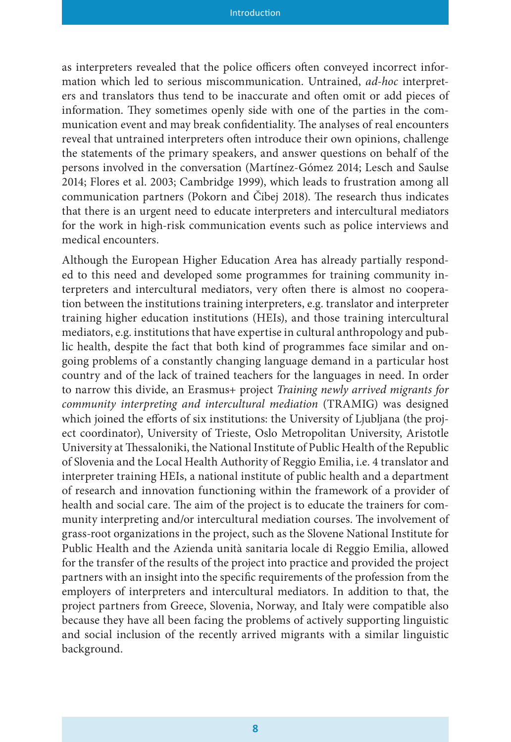as interpreters revealed that the police officers often conveyed incorrect information which led to serious miscommunication. Untrained, *ad-hoc* interpreters and translators thus tend to be inaccurate and often omit or add pieces of information. They sometimes openly side with one of the parties in the communication event and may break confidentiality. The analyses of real encounters reveal that untrained interpreters often introduce their own opinions, challenge the statements of the primary speakers, and answer questions on behalf of the persons involved in the conversation (Martínez-Gómez 2014; Lesch and Saulse 2014; Flores et al. 2003; Cambridge 1999), which leads to frustration among all communication partners (Pokorn and Čibej 2018). The research thus indicates that there is an urgent need to educate interpreters and intercultural mediators for the work in high-risk communication events such as police interviews and medical encounters.

Although the European Higher Education Area has already partially responded to this need and developed some programmes for training community interpreters and intercultural mediators, very often there is almost no cooperation between the institutions training interpreters, e.g. translator and interpreter training higher education institutions (HEIs), and those training intercultural mediators, e.g. institutions that have expertise in cultural anthropology and public health, despite the fact that both kind of programmes face similar and ongoing problems of a constantly changing language demand in a particular host country and of the lack of trained teachers for the languages in need. In order to narrow this divide, an Erasmus+ project *Training newly arrived migrants for community interpreting and intercultural mediation* (TRAMIG) was designed which joined the efforts of six institutions: the University of Ljubljana (the project coordinator), University of Trieste, Oslo Metropolitan University, Aristotle University at Thessaloniki, the National Institute of Public Health of the Republic of Slovenia and the Local Health Authority of Reggio Emilia, i.e. 4 translator and interpreter training HEIs, a national institute of public health and a department of research and innovation functioning within the framework of a provider of health and social care. The aim of the project is to educate the trainers for community interpreting and/or intercultural mediation courses. The involvement of grass-root organizations in the project, such as the Slovene National Institute for Public Health and the Azienda unità sanitaria locale di Reggio Emilia, allowed for the transfer of the results of the project into practice and provided the project partners with an insight into the specific requirements of the profession from the employers of interpreters and intercultural mediators. In addition to that, the project partners from Greece, Slovenia, Norway, and Italy were compatible also because they have all been facing the problems of actively supporting linguistic and social inclusion of the recently arrived migrants with a similar linguistic background.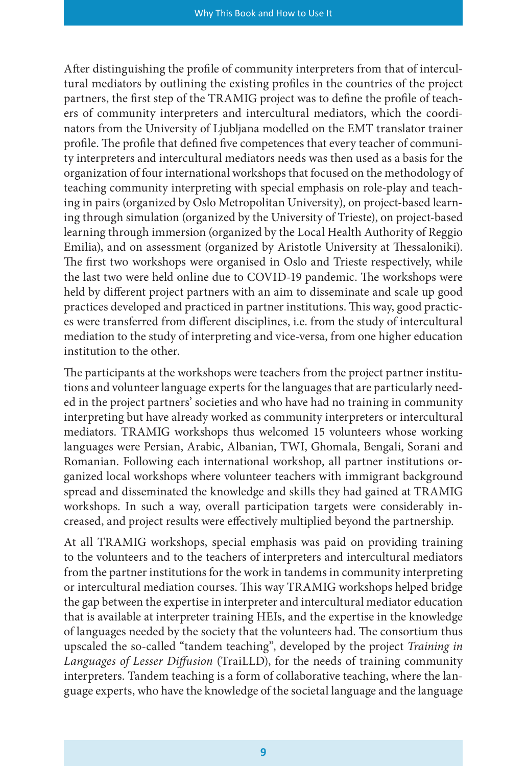After distinguishing the profile of community interpreters from that of intercultural mediators by outlining the existing profiles in the countries of the project partners, the first step of the TRAMIG project was to define the profile of teachers of community interpreters and intercultural mediators, which the coordinators from the University of Ljubljana modelled on the EMT translator trainer profile. The profile that defined five competences that every teacher of community interpreters and intercultural mediators needs was then used as a basis for the organization of four international workshops that focused on the methodology of teaching community interpreting with special emphasis on role-play and teaching in pairs (organized by Oslo Metropolitan University), on project-based learning through simulation (organized by the University of Trieste), on project-based learning through immersion (organized by the Local Health Authority of Reggio Emilia), and on assessment (organized by Aristotle University at Thessaloniki). The first two workshops were organised in Oslo and Trieste respectively, while the last two were held online due to COVID-19 pandemic. The workshops were held by different project partners with an aim to disseminate and scale up good practices developed and practiced in partner institutions. This way, good practices were transferred from different disciplines, i.e. from the study of intercultural mediation to the study of interpreting and vice-versa, from one higher education institution to the other.

The participants at the workshops were teachers from the project partner institutions and volunteer language experts for the languages that are particularly needed in the project partners' societies and who have had no training in community interpreting but have already worked as community interpreters or intercultural mediators. TRAMIG workshops thus welcomed 15 volunteers whose working languages were Persian, Arabic, Albanian, TWI, Ghomala, Bengali, Sorani and Romanian. Following each international workshop, all partner institutions organized local workshops where volunteer teachers with immigrant background spread and disseminated the knowledge and skills they had gained at TRAMIG workshops. In such a way, overall participation targets were considerably increased, and project results were effectively multiplied beyond the partnership.

At all TRAMIG workshops, special emphasis was paid on providing training to the volunteers and to the teachers of interpreters and intercultural mediators from the partner institutions for the work in tandems in community interpreting or intercultural mediation courses. This way TRAMIG workshops helped bridge the gap between the expertise in interpreter and intercultural mediator education that is available at interpreter training HEIs, and the expertise in the knowledge of languages needed by the society that the volunteers had. The consortium thus upscaled the so-called "tandem teaching", developed by the project *Training in Languages of Lesser Diffusion* (TraiLLD), for the needs of training community interpreters. Tandem teaching is a form of collaborative teaching, where the language experts, who have the knowledge of the societal language and the language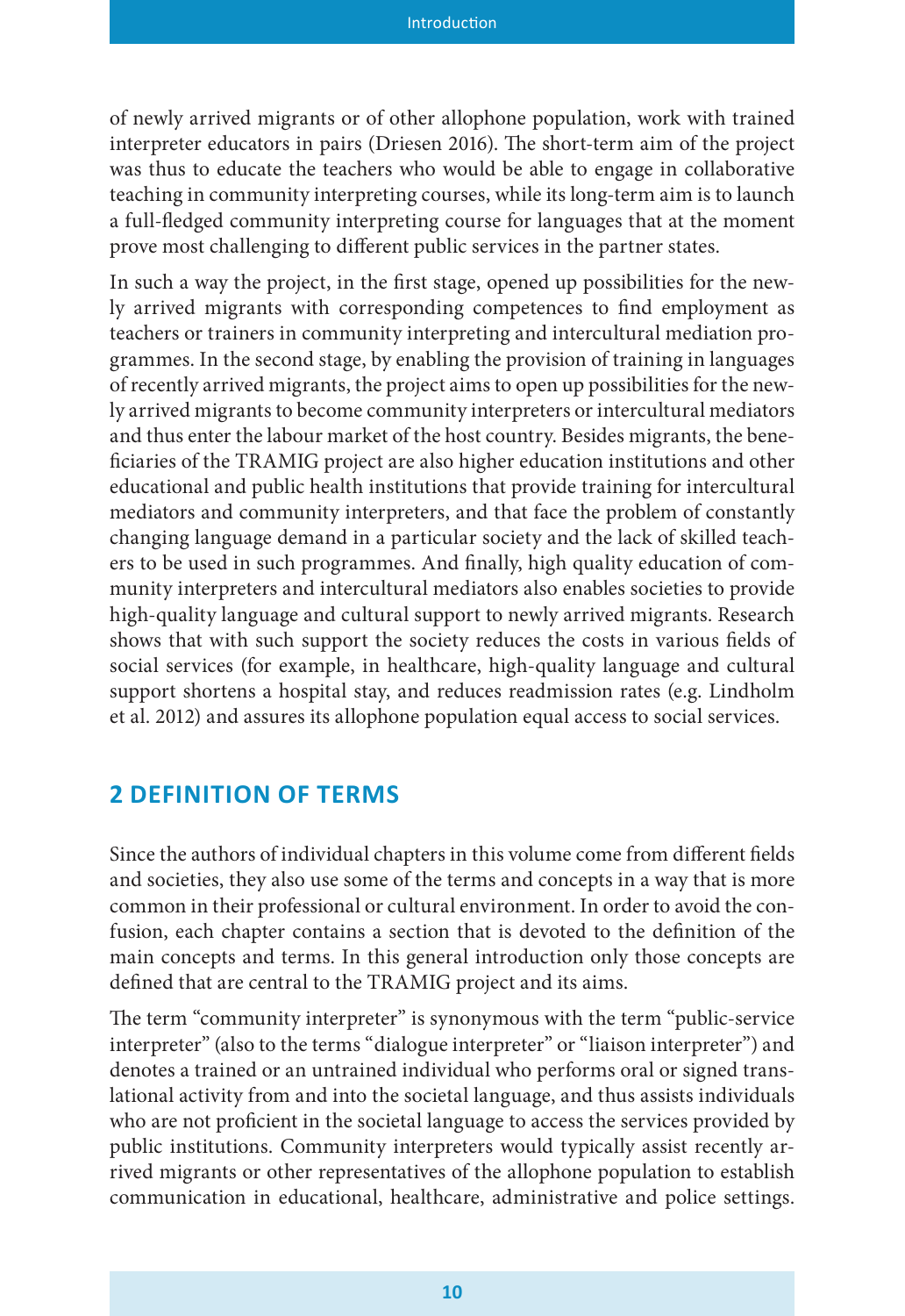of newly arrived migrants or of other allophone population, work with trained interpreter educators in pairs (Driesen 2016). The short-term aim of the project was thus to educate the teachers who would be able to engage in collaborative teaching in community interpreting courses, while its long-term aim is to launch a full-fledged community interpreting course for languages that at the moment prove most challenging to different public services in the partner states.

In such a way the project, in the first stage, opened up possibilities for the newly arrived migrants with corresponding competences to find employment as teachers or trainers in community interpreting and intercultural mediation programmes. In the second stage, by enabling the provision of training in languages of recently arrived migrants, the project aims to open up possibilities for the newly arrived migrants to become community interpreters or intercultural mediators and thus enter the labour market of the host country. Besides migrants, the beneficiaries of the TRAMIG project are also higher education institutions and other educational and public health institutions that provide training for intercultural mediators and community interpreters, and that face the problem of constantly changing language demand in a particular society and the lack of skilled teachers to be used in such programmes. And finally, high quality education of community interpreters and intercultural mediators also enables societies to provide high-quality language and cultural support to newly arrived migrants. Research shows that with such support the society reduces the costs in various fields of social services (for example, in healthcare, high-quality language and cultural support shortens a hospital stay, and reduces readmission rates (e.g. Lindholm et al. 2012) and assures its allophone population equal access to social services.

## 2 DEFINITION OF TERMS

Since the authors of individual chapters in this volume come from different fields and societies, they also use some of the terms and concepts in a way that is more common in their professional or cultural environment. In order to avoid the confusion, each chapter contains a section that is devoted to the definition of the main concepts and terms. In this general introduction only those concepts are defined that are central to the TRAMIG project and its aims.

The term "community interpreter" is synonymous with the term "public-service interpreter" (also to the terms "dialogue interpreter" or "liaison interpreter") and denotes a trained or an untrained individual who performs oral or signed translational activity from and into the societal language, and thus assists individuals who are not proficient in the societal language to access the services provided by public institutions. Community interpreters would typically assist recently arrived migrants or other representatives of the allophone population to establish communication in educational, healthcare, administrative and police settings.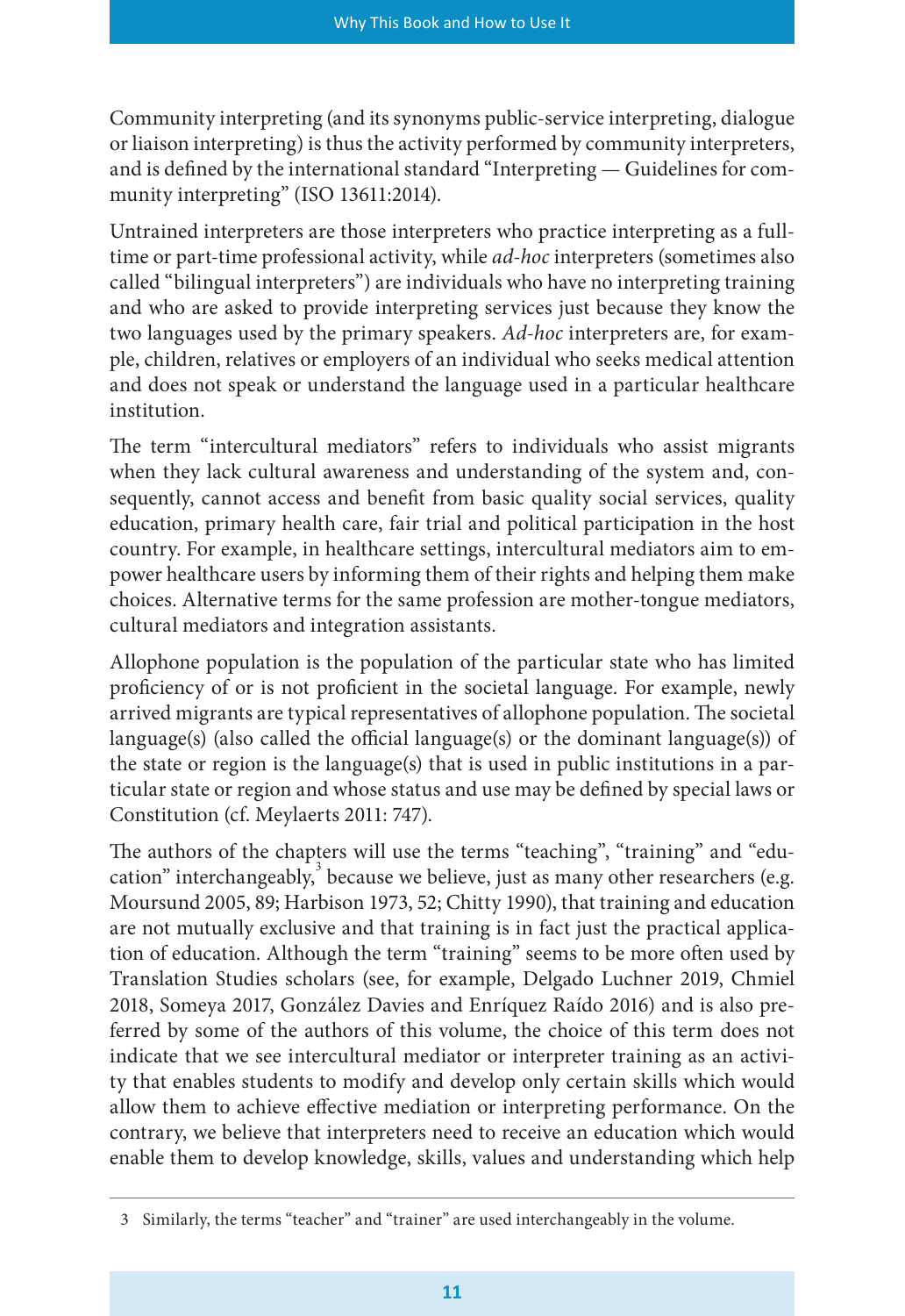Community interpreting (and its synonyms public-service interpreting, dialogue or liaison interpreting) is thus the activity performed by community interpreters, and is defined by the international standard "Interpreting — Guidelines for community interpreting" (ISO 13611:2014).

Untrained interpreters are those interpreters who practice interpreting as a full-time or part-time professional activity, while *ad-hoc* interpreters (sometimes also called "bilingual interpreters") are individuals who have no interpreting training and who are asked to provide interpreting services just because they know the two languages used by the primary speakers. *Ad-hoc* interpreters are, for example, children, relatives or employers of an individual who seeks medical attention and does not speak or understand the language used in a particular healthcare institution.

The term "intercultural mediators" refers to individuals who assist migrants when they lack cultural awareness and understanding of the system and, consequently, cannot access and benefit from basic quality social services, quality education, primary health care, fair trial and political participation in the host country. For example, in healthcare settings, intercultural mediators aim to empower healthcare users by informing them of their rights and helping them make choices. Alternative terms for the same profession are mother-tongue mediators, cultural mediators and integration assistants.

Allophone population is the population of the particular state who has limited proficiency of or is not proficient in the societal language. For example, newly arrived migrants are typical representatives of allophone population. The societal language(s) (also called the official language(s) or the dominant language(s)) of the state or region is the language(s) that is used in public institutions in a particular state or region and whose status and use may be defined by special laws or Constitution (cf. Meylaerts 2011: 747).

The authors of the chapters will use the terms "teaching", "training" and "education" interchangeably,[3] because we believe, just as many other researchers (e.g. Moursund 2005, 89; Harbison 1973, 52; Chitty 1990), that training and education are not mutually exclusive and that training is in fact just the practical application of education. Although the term "training" seems to be more often used by Translation Studies scholars (see, for example, Delgado Luchner 2019, Chmiel 2018, Someya 2017, González Davies and Enríquez Raído 2016) and is also preferred by some of the authors of this volume, the choice of this term does not indicate that we see intercultural mediator or interpreter training as an activity that enables students to modify and develop only certain skills which would allow them to achieve effective mediation or interpreting performance. On the contrary, we believe that interpreters need to receive an education which would enable them to develop knowledge, skills, values and understanding which help

---

3 Similarly, the terms "teacher" and "trainer" are used interchangeably in the volume.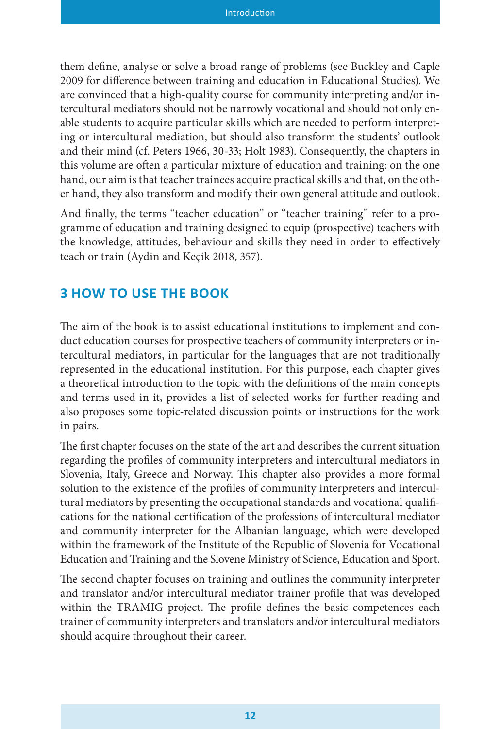them define, analyse or solve a broad range of problems (see Buckley and Caple 2009 for difference between training and education in Educational Studies). We are convinced that a high-quality course for community interpreting and/or intercultural mediators should not be narrowly vocational and should not only enable students to acquire particular skills which are needed to perform interpreting or intercultural mediation, but should also transform the students' outlook and their mind (cf. Peters 1966, 30-33; Holt 1983). Consequently, the chapters in this volume are often a particular mixture of education and training: on the one hand, our aim is that teacher trainees acquire practical skills and that, on the other hand, they also transform and modify their own general attitude and outlook.

And finally, the terms "teacher education" or "teacher training" refer to a programme of education and training designed to equip (prospective) teachers with the knowledge, attitudes, behaviour and skills they need in order to effectively teach or train (Aydin and Keçik 2018, 357).

## 3 HOW TO USE THE BOOK

The aim of the book is to assist educational institutions to implement and conduct education courses for prospective teachers of community interpreters or intercultural mediators, in particular for the languages that are not traditionally represented in the educational institution. For this purpose, each chapter gives a theoretical introduction to the topic with the definitions of the main concepts and terms used in it, provides a list of selected works for further reading and also proposes some topic-related discussion points or instructions for the work in pairs.

The first chapter focuses on the state of the art and describes the current situation regarding the profiles of community interpreters and intercultural mediators in Slovenia, Italy, Greece and Norway. This chapter also provides a more formal solution to the existence of the profiles of community interpreters and intercultural mediators by presenting the occupational standards and vocational qualifications for the national certification of the professions of intercultural mediator and community interpreter for the Albanian language, which were developed within the framework of the Institute of the Republic of Slovenia for Vocational Education and Training and the Slovene Ministry of Science, Education and Sport.

The second chapter focuses on training and outlines the community interpreter and translator and/or intercultural mediator trainer profile that was developed within the TRAMIG project. The profile defines the basic competences each trainer of community interpreters and translators and/or intercultural mediators should acquire throughout their career.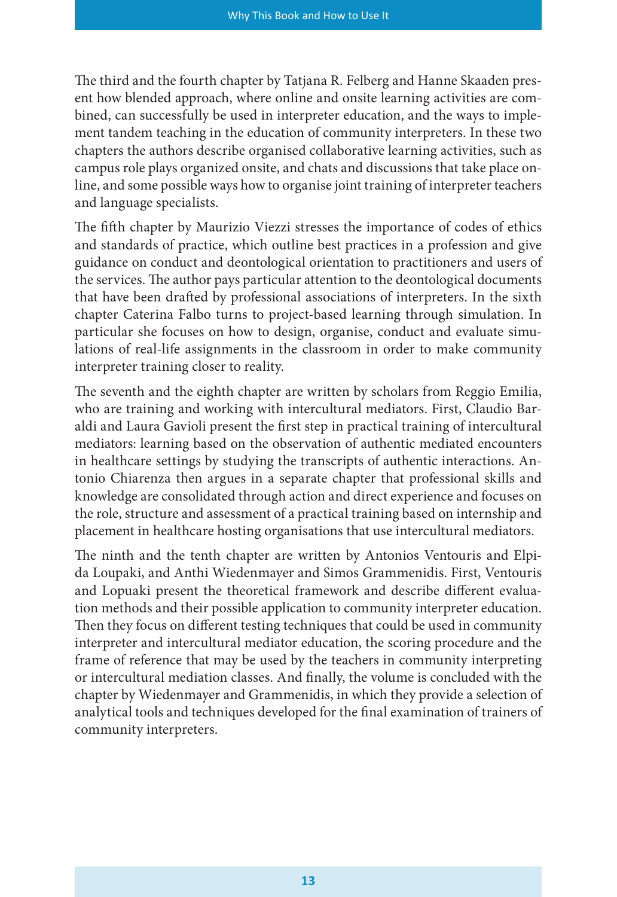The third and the fourth chapter by Tatjana R. Felberg and Hanne Skaaden present how blended approach, where online and onsite learning activities are combined, can successfully be used in interpreter education, and the ways to implement tandem teaching in the education of community interpreters. In these two chapters the authors describe organised collaborative learning activities, such as campus role plays organized onsite, and chats and discussions that take place online, and some possible ways how to organise joint training of interpreter teachers and language specialists.

The fifth chapter by Maurizio Viezzi stresses the importance of codes of ethics and standards of practice, which outline best practices in a profession and give guidance on conduct and deontological orientation to practitioners and users of the services. The author pays particular attention to the deontological documents that have been drafted by professional associations of interpreters. In the sixth chapter Caterina Falbo turns to project-based learning through simulation. In particular she focuses on how to design, organise, conduct and evaluate simulations of real-life assignments in the classroom in order to make community interpreter training closer to reality.

The seventh and the eighth chapter are written by scholars from Reggio Emilia, who are training and working with intercultural mediators. First, Claudio Baraldi and Laura Gavioli present the first step in practical training of intercultural mediators: learning based on the observation of authentic mediated encounters in healthcare settings by studying the transcripts of authentic interactions. Antonio Chiarenza then argues in a separate chapter that professional skills and knowledge are consolidated through action and direct experience and focuses on the role, structure and assessment of a practical training based on internship and placement in healthcare hosting organisations that use intercultural mediators.

The ninth and the tenth chapter are written by Antonios Ventouris and Elpida Loupaki, and Anthi Wiedenmayer and Simos Grammenidis. First, Ventouris and Lopuaki present the theoretical framework and describe different evaluation methods and their possible application to community interpreter education. Then they focus on different testing techniques that could be used in community interpreter and intercultural mediator education, the scoring procedure and the frame of reference that may be used by the teachers in community interpreting or intercultural mediation classes. And finally, the volume is concluded with the chapter by Wiedenmayer and Grammenidis, in which they provide a selection of analytical tools and techniques developed for the final examination of trainers of community interpreters.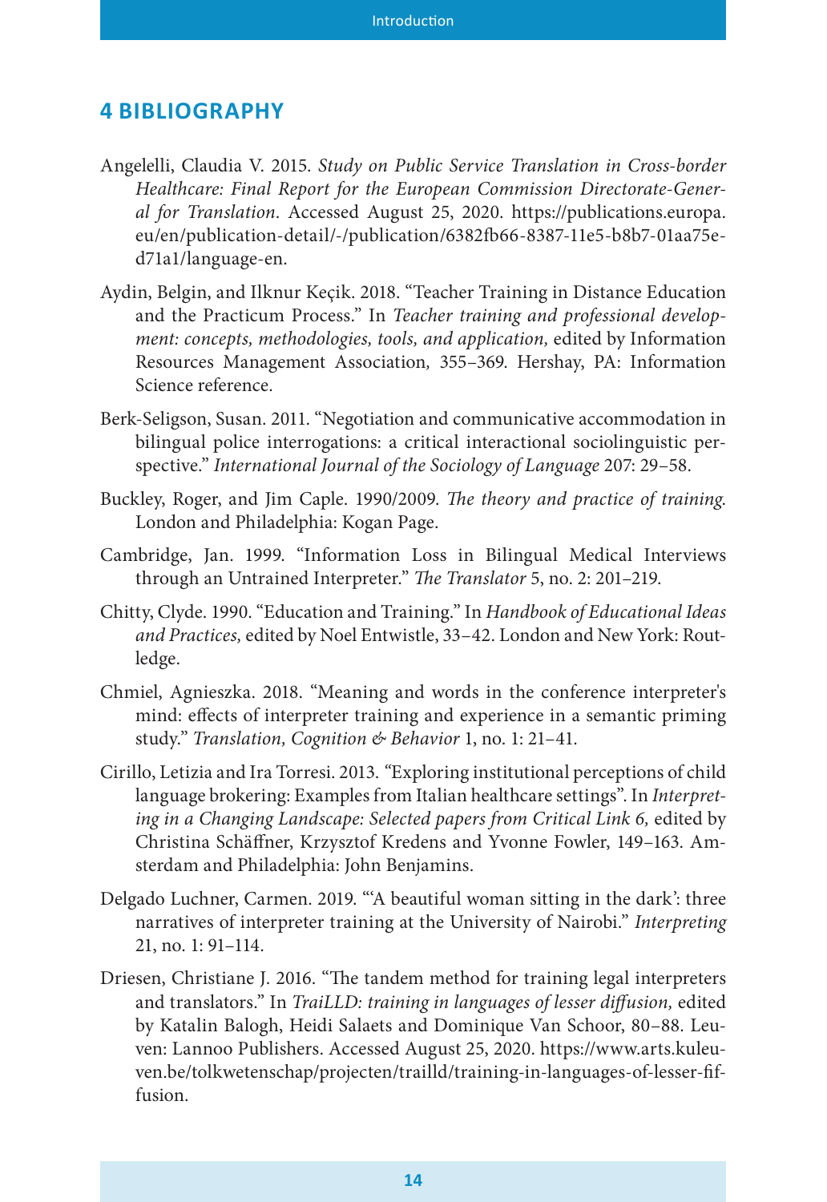## 4 BIBLIOGRAPHY

Angelelli, Claudia V. 2015. *Study on Public Service Translation in Cross-border Healthcare: Final Report for the European Commission Directorate-General for Translation*. Accessed August 25, 2020. https://publications.europa.eu/en/publication-detail/-/publication/6382fb66-8387-11e5-b8b7-01aa75ed71a1/language-en.

Aydin, Belgin, and Ilknur Keçik. 2018. "Teacher Training in Distance Education and the Practicum Process." In *Teacher training and professional development: concepts, methodologies, tools, and application,* edited by Information Resources Management Association, 355–369. Hershay, PA: Information Science reference.

Berk-Seligson, Susan. 2011. "Negotiation and communicative accommodation in bilingual police interrogations: a critical interactional sociolinguistic perspective." *International Journal of the Sociology of Language* 207: 29–58.

Buckley, Roger, and Jim Caple. 1990/2009. *The theory and practice of training.* London and Philadelphia: Kogan Page.

Cambridge, Jan. 1999. "Information Loss in Bilingual Medical Interviews through an Untrained Interpreter." *The Translator* 5, no. 2: 201–219.

Chitty, Clyde. 1990. "Education and Training." In *Handbook of Educational Ideas and Practices,* edited by Noel Entwistle, 33–42. London and New York: Routledge.

Chmiel, Agnieszka. 2018. "Meaning and words in the conference interpreter's mind: effects of interpreter training and experience in a semantic priming study." *Translation, Cognition & Behavior* 1, no. 1: 21–41.

Cirillo, Letizia and Ira Torresi. 2013. "Exploring institutional perceptions of child language brokering: Examples from Italian healthcare settings". In *Interpreting in a Changing Landscape: Selected papers from Critical Link 6,* edited by Christina Schäffner, Krzysztof Kredens and Yvonne Fowler, 149–163. Amsterdam and Philadelphia: John Benjamins.

Delgado Luchner, Carmen. 2019. "'A beautiful woman sitting in the dark': three narratives of interpreter training at the University of Nairobi." *Interpreting* 21, no. 1: 91–114.

Driesen, Christiane J. 2016. "The tandem method for training legal interpreters and translators." In *TraiLLD: training in languages of lesser diffusion,* edited by Katalin Balogh, Heidi Salaets and Dominique Van Schoor, 80–88. Leuven: Lannoo Publishers. Accessed August 25, 2020. https://www.arts.kuleuven.be/tolkwetenschap/projecten/trailld/training-in-languages-of-lesser-fiffusion.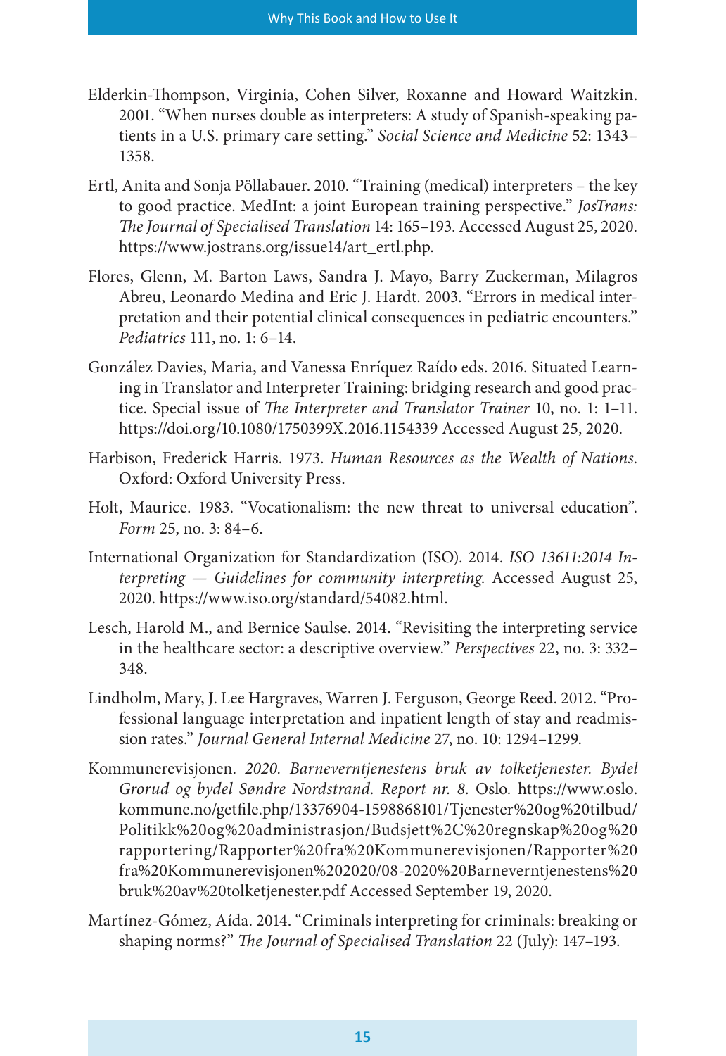Elderkin-Thompson, Virginia, Cohen Silver, Roxanne and Howard Waitzkin. 2001. "When nurses double as interpreters: A study of Spanish-speaking patients in a U.S. primary care setting." *Social Science and Medicine* 52: 1343–1358.

Ertl, Anita and Sonja Pöllabauer. 2010. "Training (medical) interpreters – the key to good practice. MedInt: a joint European training perspective." *JosTrans: The Journal of Specialised Translation* 14: 165–193. Accessed August 25, 2020. https://www.jostrans.org/issue14/art_ertl.php.

Flores, Glenn, M. Barton Laws, Sandra J. Mayo, Barry Zuckerman, Milagros Abreu, Leonardo Medina and Eric J. Hardt. 2003. "Errors in medical interpretation and their potential clinical consequences in pediatric encounters." *Pediatrics* 111, no. 1: 6–14.

González Davies, Maria, and Vanessa Enríquez Raído eds. 2016. Situated Learning in Translator and Interpreter Training: bridging research and good practice. Special issue of *The Interpreter and Translator Trainer* 10, no. 1: 1–11. https://doi.org/10.1080/1750399X.2016.1154339 Accessed August 25, 2020.

Harbison, Frederick Harris. 1973. *Human Resources as the Wealth of Nations*. Oxford: Oxford University Press.

Holt, Maurice. 1983. "Vocationalism: the new threat to universal education". *Form* 25, no. 3: 84–6.

International Organization for Standardization (ISO). 2014. *ISO 13611:2014 Interpreting — Guidelines for community interpreting.* Accessed August 25, 2020. https://www.iso.org/standard/54082.html.

Lesch, Harold M., and Bernice Saulse. 2014. "Revisiting the interpreting service in the healthcare sector: a descriptive overview." *Perspectives* 22, no. 3: 332–348.

Lindholm, Mary, J. Lee Hargraves, Warren J. Ferguson, George Reed. 2012. "Professional language interpretation and inpatient length of stay and readmission rates." *Journal General Internal Medicine* 27, no. 10: 1294–1299.

Kommunerevisjonen. *2020. Barneverntjenestens bruk av tolketjenester. Bydel Grorud og bydel Søndre Nordstrand. Report nr. 8.* Oslo. https://www.oslo.kommune.no/getfile.php/13376904-1598868101/Tjenester%20og%20tilbud/Politikk%20og%20administrasjon/Budsjett%2C%20regnskap%20og%20rapportering/Rapporter%20fra%20Kommunerevisjonen/Rapporter%20fra%20Kommunerevisjonen%202020/08-2020%20Barneverntjenestens%20bruk%20av%20tolketjenester.pdf Accessed September 19, 2020.

Martínez-Gómez, Aída. 2014. "Criminals interpreting for criminals: breaking or shaping norms?" *The Journal of Specialised Translation* 22 (July): 147–193.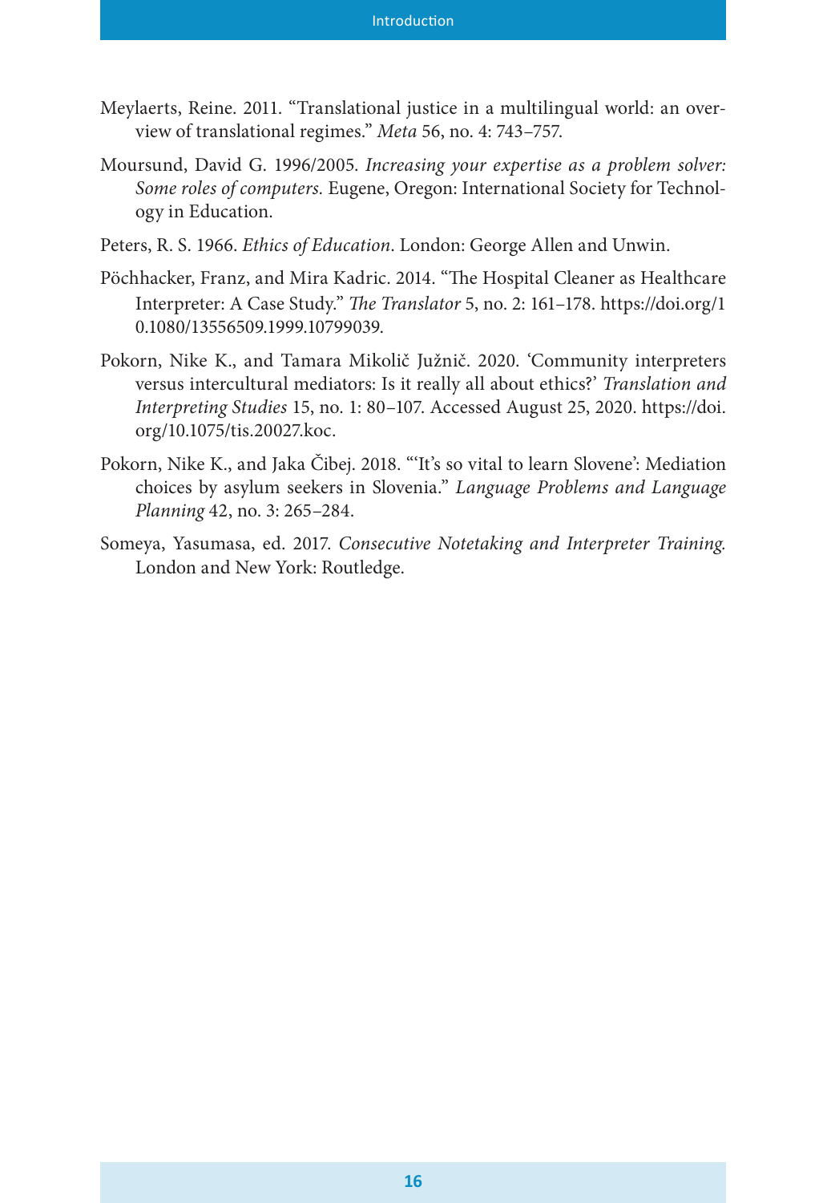Meylaerts, Reine. 2011. "Translational justice in a multilingual world: an overview of translational regimes." *Meta* 56, no. 4: 743–757.

Moursund, David G. 1996/2005. *Increasing your expertise as a problem solver: Some roles of computers.* Eugene, Oregon: International Society for Technology in Education.

Peters, R. S. 1966. *Ethics of Education*. London: George Allen and Unwin.

Pöchhacker, Franz, and Mira Kadric. 2014. "The Hospital Cleaner as Healthcare Interpreter: A Case Study." *The Translator* 5, no. 2: 161–178. https://doi.org/10.1080/13556509.1999.10799039.

Pokorn, Nike K., and Tamara Mikolič Južnič. 2020. 'Community interpreters versus intercultural mediators: Is it really all about ethics?' *Translation and Interpreting Studies* 15, no. 1: 80–107. Accessed August 25, 2020. https://doi.org/10.1075/tis.20027.koc.

Pokorn, Nike K., and Jaka Čibej. 2018. "'It's so vital to learn Slovene': Mediation choices by asylum seekers in Slovenia." *Language Problems and Language Planning* 42, no. 3: 265–284.

Someya, Yasumasa, ed. 2017. *Consecutive Notetaking and Interpreter Training.* London and New York: Routledge.